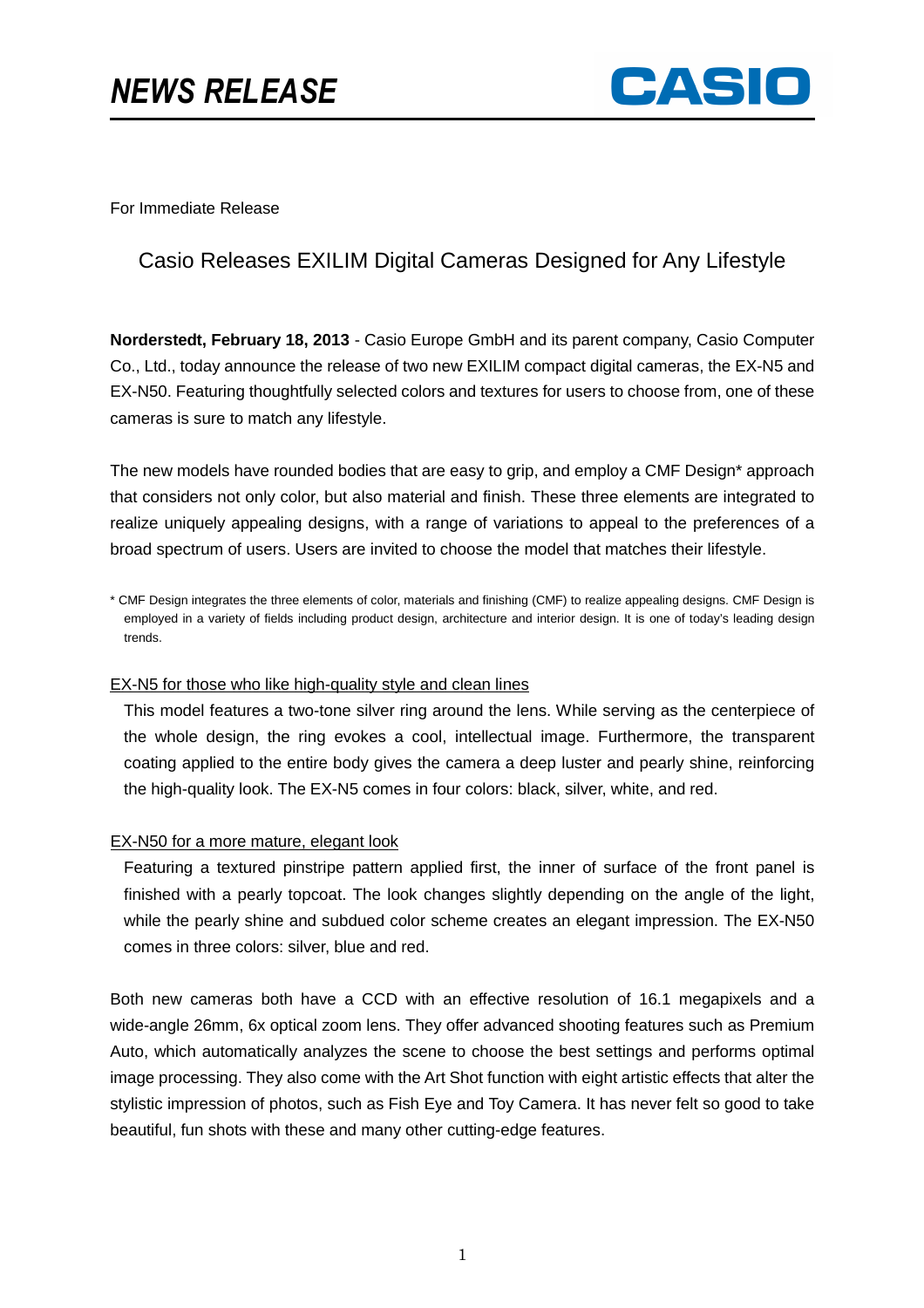# NEWS RELEASE

CASIO

For Immediate Release

## Casio Releases EXILIM Digital Cameras Designed for Any Lifestyle

**Norderstedt, February 18, 2013** - Casio Europe GmbH and its parent company, Casio Computer Co., Ltd., today announce the release of two new EXILIM compact digital cameras, the EX-N5 and EX-N50. Featuring thoughtfully selected colors and textures for users to choose from, one of these cameras is sure to match any lifestyle.

The new models have rounded bodies that are easy to grip, and employ a CMF Design* approach that considers not only color, but also material and finish. These three elements are integrated to realize uniquely appealing designs, with a range of variations to appeal to the preferences of a broad spectrum of users. Users are invited to choose the model that matches their lifestyle.

\* CMF Design integrates the three elements of color, materials and finishing (CMF) to realize appealing designs. CMF Design is employed in a variety of fields including product design, architecture and interior design. It is one of today's leading design trends.

<u>EX-N5 for those who like high-quality style and clean lines</u>

This model features a two-tone silver ring around the lens. While serving as the centerpiece of the whole design, the ring evokes a cool, intellectual image. Furthermore, the transparent coating applied to the entire body gives the camera a deep luster and pearly shine, reinforcing the high-quality look. The EX-N5 comes in four colors: black, silver, white, and red.

<u>EX-N50 for a more mature, elegant look</u>

Featuring a textured pinstripe pattern applied first, the inner of surface of the front panel is finished with a pearly topcoat. The look changes slightly depending on the angle of the light, while the pearly shine and subdued color scheme creates an elegant impression. The EX-N50 comes in three colors: silver, blue and red.

Both new cameras both have a CCD with an effective resolution of 16.1 megapixels and a wide-angle 26mm, 6x optical zoom lens. They offer advanced shooting features such as Premium Auto, which automatically analyzes the scene to choose the best settings and performs optimal image processing. They also come with the Art Shot function with eight artistic effects that alter the stylistic impression of photos, such as Fish Eye and Toy Camera. It has never felt so good to take beautiful, fun shots with these and many other cutting-edge features.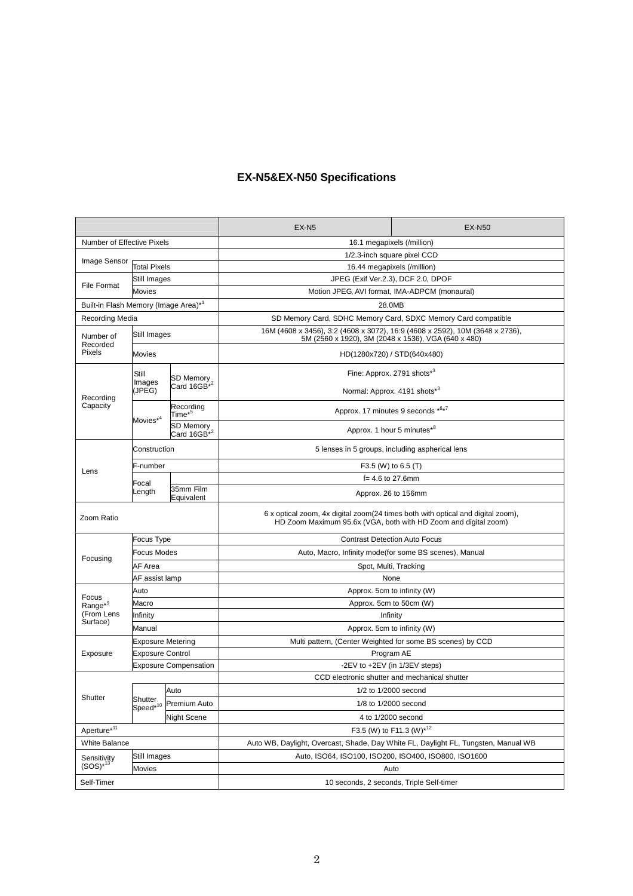## EX-N5&EX-N50 Specifications

| | | | EX-N5 | EX-N50 |
|---|---|---|---|---|
| Number of Effective Pixels | | | 16.1 megapixels (/million) | |
| Image Sensor | | | 1/2.3-inch square pixel CCD | |
| | Total Pixels | | 16.44 megapixels (/million) | |
| File Format | Still Images | | JPEG (Exif Ver.2.3), DCF 2.0, DPOF | |
| | Movies | | Motion JPEG, AVI format, IMA-ADPCM (monaural) | |
| Built-in Flash Memory (Image Area)*[1] | | | 28.0MB | |
| Recording Media | | | SD Memory Card, SDHC Memory Card, SDXC Memory Card compatible | |
| Number of Recorded Pixels | Still Images | | 16M (4608 x 3456), 3:2 (4608 x 3072), 16:9 (4608 x 2592), 10M (3648 x 2736), 5M (2560 x 1920), 3M (2048 x 1536), VGA (640 x 480) | |
| | Movies | | HD(1280x720) / STD(640x480) | |
| Recording Capacity | Still Images (JPEG) | SD Memory Card 16GB*[2] | Fine: Approx. 2791 shots*[3] Normal: Approx. 4191 shots*[3] | |
| | Movies*[4] | Recording Time*[5] | Approx. 17 minutes 9 seconds *[6]*[7] | |
| | | SD Memory Card 16GB*[2] | Approx. 1 hour 5 minutes*[8] | |
| Lens | Construction | | 5 lenses in 5 groups, including aspherical lens | |
| | F-number | | F3.5 (W) to 6.5 (T) | |
| | Focal Length | | f= 4.6 to 27.6mm | |
| | | 35mm Film Equivalent | Approx. 26 to 156mm | |
| Zoom Ratio | | | 6 x optical zoom, 4x digital zoom(24 times both with optical and digital zoom), HD Zoom Maximum 95.6x (VGA, both with HD Zoom and digital zoom) | |
| Focusing | Focus Type | | Contrast Detection Auto Focus | |
| | Focus Modes | | Auto, Macro, Infinity mode(for some BS scenes), Manual | |
| | AF Area | | Spot, Multi, Tracking | |
| | AF assist lamp | | None | |
| Focus Range*[9] (From Lens Surface) | Auto | | Approx. 5cm to infinity (W) | |
| | Macro | | Approx. 5cm to 50cm (W) | |
| | Infinity | | Infinity | |
| | Manual | | Approx. 5cm to infinity (W) | |
| Exposure | Exposure Metering | | Multi pattern, (Center Weighted for some BS scenes) by CCD | |
| | Exposure Control | | Program AE | |
| | Exposure Compensation | | -2EV to +2EV (in 1/3EV steps) | |
| Shutter | | | CCD electronic shutter and mechanical shutter | |
| | Shutter Speed*[10] | Auto | 1/2 to 1/2000 second | |
| | | Premium Auto | 1/8 to 1/2000 second | |
| | | Night Scene | 4 to 1/2000 second | |
| Aperture*[11] | | | F3.5 (W) to F11.3 (W)*[12] | |
| White Balance | | | Auto WB, Daylight, Overcast, Shade, Day White FL, Daylight FL, Tungsten, Manual WB | |
| Sensitivity (SOS)*[13] | Still Images | | Auto, ISO64, ISO100, ISO200, ISO400, ISO800, ISO1600 | |
| | Movies | | Auto | |
| Self-Timer | | | 10 seconds, 2 seconds, Triple Self-timer | |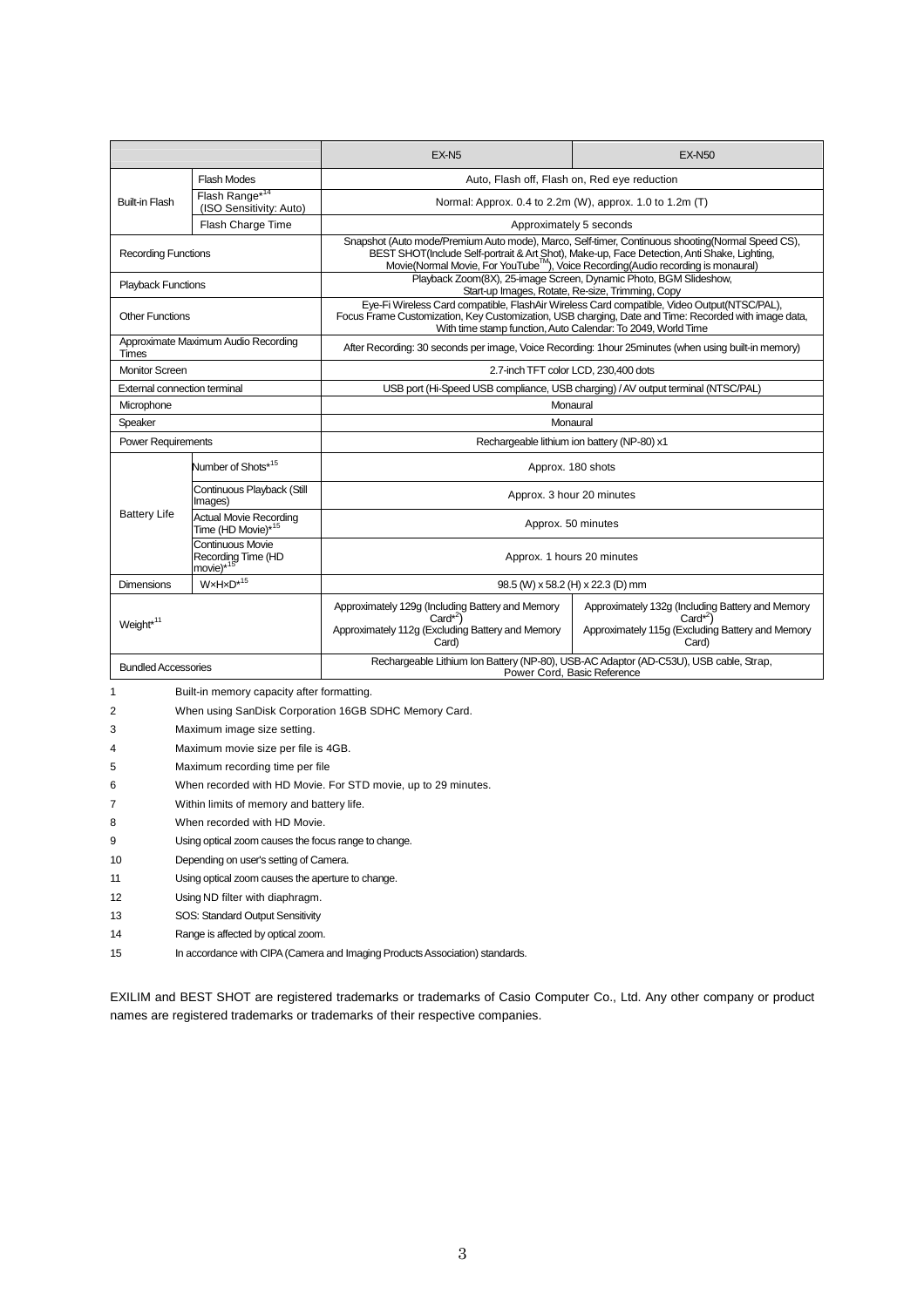| | | EX-N5 | EX-N50 |
|---|---|---|---|
| Built-in Flash | Flash Modes | Auto, Flash off, Flash on, Red eye reduction | |
| | Flash Range*[14] (ISO Sensitivity: Auto) | Normal: Approx. 0.4 to 2.2m (W), approx. 1.0 to 1.2m (T) | |
| | Flash Charge Time | Approximately 5 seconds | |
| Recording Functions | | Snapshot (Auto mode/Premium Auto mode), Marco, Self-timer, Continuous shooting(Normal Speed CS), BEST SHOT(Include Self-portrait & Art Shot), Make-up, Face Detection, Anti Shake, Lighting, Movie(Normal Movie, For YouTube™), Voice Recording(Audio recording is monaural) | |
| Playback Functions | | Playback Zoom(8X), 25-image Screen, Dynamic Photo, BGM Slideshow, Start-up Images, Rotate, Re-size, Trimming, Copy | |
| Other Functions | | Eye-Fi Wireless Card compatible, FlashAir Wireless Card compatible, Video Output(NTSC/PAL), Focus Frame Customization, Key Customization, USB charging, Date and Time: Recorded with image data, With time stamp function, Auto Calendar: To 2049, World Time | |
| Approximate Maximum Audio Recording Times | | After Recording: 30 seconds per image, Voice Recording: 1hour 25minutes (when using built-in memory) | |
| Monitor Screen | | 2.7-inch TFT color LCD, 230,400 dots | |
| External connection terminal | | USB port (Hi-Speed USB compliance, USB charging) / AV output terminal (NTSC/PAL) | |
| Microphone | | Monaural | |
| Speaker | | Monaural | |
| Power Requirements | | Rechargeable lithium ion battery (NP-80) x1 | |
| Battery Life | Number of Shots*[15] | Approx. 180 shots | |
| | Continuous Playback (Still Images) | Approx. 3 hour 20 minutes | |
| | Actual Movie Recording Time (HD Movie)*[15] | Approx. 50 minutes | |
| | Continuous Movie Recording Time (HD movie)*[15] | Approx. 1 hours 20 minutes | |
| Dimensions | W×H×D*[15] | 98.5 (W) x 58.2 (H) x 22.3 (D) mm | |
| Weight*[11] | | Approximately 129g (Including Battery and Memory Card*[2]) Approximately 112g (Excluding Battery and Memory Card) | Approximately 132g (Including Battery and Memory Card*[2]) Approximately 115g (Excluding Battery and Memory Card) |
| Bundled Accessories | | Rechargeable Lithium Ion Battery (NP-80), USB-AC Adaptor (AD-C53U), USB cable, Strap, Power Cord, Basic Reference | |

1 Built-in memory capacity after formatting.

2 When using SanDisk Corporation 16GB SDHC Memory Card.

3 Maximum image size setting.

4 Maximum movie size per file is 4GB.

5 Maximum recording time per file

6 When recorded with HD Movie. For STD movie, up to 29 minutes.

7 Within limits of memory and battery life.

8 When recorded with HD Movie.

9 Using optical zoom causes the focus range to change.

10 Depending on user's setting of Camera.

11 Using optical zoom causes the aperture to change.

12 Using ND filter with diaphragm.

13 SOS: Standard Output Sensitivity

14 Range is affected by optical zoom.

15 In accordance with CIPA (Camera and Imaging Products Association) standards.

EXILIM and BEST SHOT are registered trademarks or trademarks of Casio Computer Co., Ltd. Any other company or product names are registered trademarks or trademarks of their respective companies.